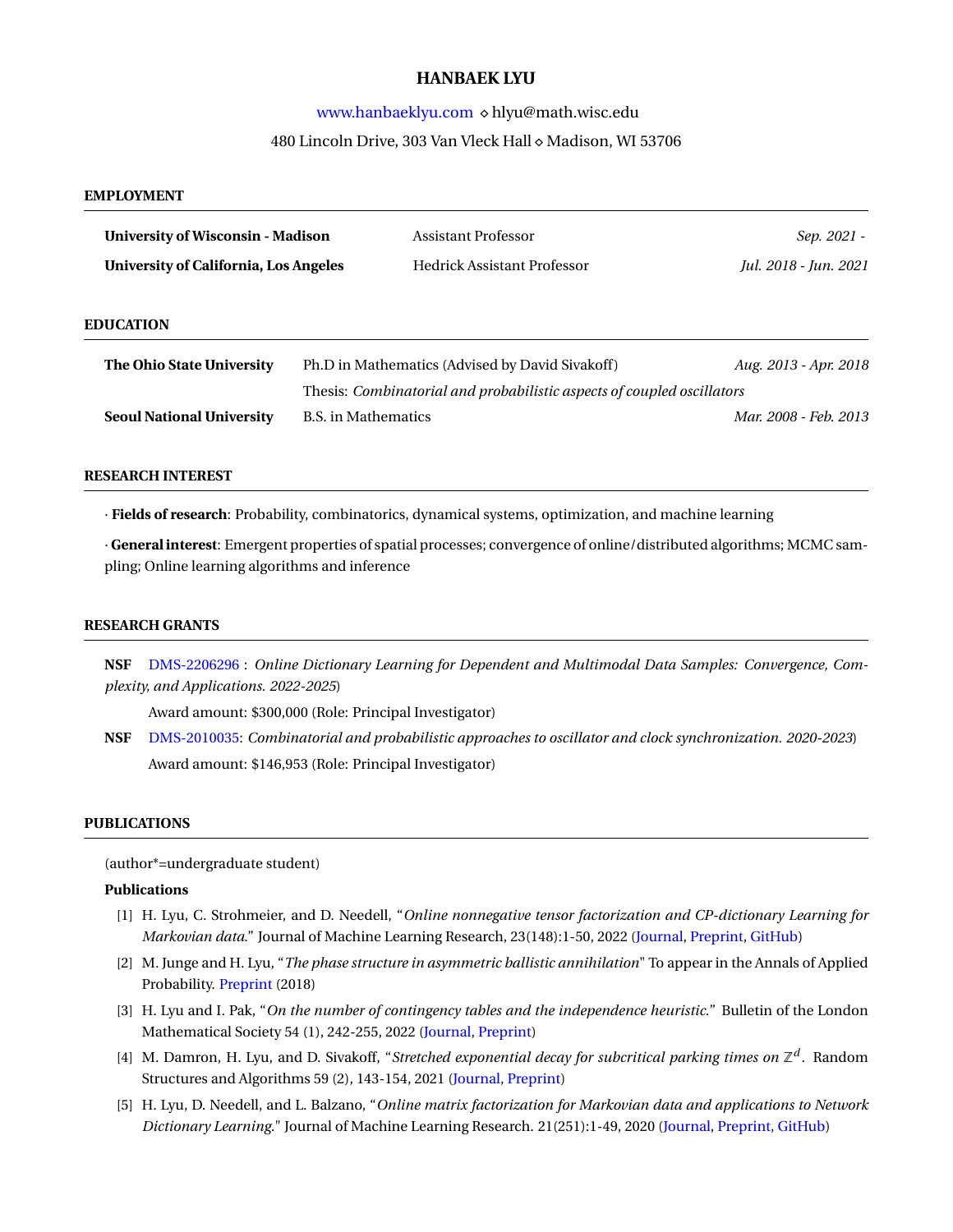# HANBAEK LYU

www.hanbaeklyu.com ⋄ hlyu@math.wisc.edu

480 Lincoln Drive, 303 Van Vleck Hall ⋄ Madison, WI 53706

## EMPLOYMENT

| | | |
|---|---|---|
| **University of Wisconsin - Madison** | Assistant Professor | *Sep. 2021 -* |
| **University of California, Los Angeles** | Hedrick Assistant Professor | *Jul. 2018 - Jun. 2021* |

## EDUCATION

| | | |
|---|---|---|
| **The Ohio State University** | Ph.D in Mathematics (Advised by David Sivakoff) | *Aug. 2013 - Apr. 2018* |
| | Thesis: *Combinatorial and probabilistic aspects of coupled oscillators* | |
| **Seoul National University** | B.S. in Mathematics | *Mar. 2008 - Feb. 2013* |

## RESEARCH INTEREST

· **Fields of research**: Probability, combinatorics, dynamical systems, optimization, and machine learning

· **General interest**: Emergent properties of spatial processes; convergence of online/distributed algorithms; MCMC sampling; Online learning algorithms and inference

## RESEARCH GRANTS

**NSF** DMS-2206296 : *Online Dictionary Learning for Dependent and Multimodal Data Samples: Convergence, Complexity, and Applications. 2022-2025*)

Award amount: $300,000 (Role: Principal Investigator)

**NSF** DMS-2010035: *Combinatorial and probabilistic approaches to oscillator and clock synchronization. 2020-2023*)

Award amount: $146,953 (Role: Principal Investigator)

## PUBLICATIONS

(author*=undergraduate student)

### Publications

[1] H. Lyu, C. Strohmeier, and D. Needell, "*Online nonnegative tensor factorization and CP-dictionary Learning for Markovian data.*" Journal of Machine Learning Research, 23(148):1-50, 2022 (Journal, Preprint, GitHub)

[2] M. Junge and H. Lyu, "*The phase structure in asymmetric ballistic annihilation*" To appear in the Annals of Applied Probability. Preprint (2018)

[3] H. Lyu and I. Pak, "*On the number of contingency tables and the independence heuristic.*" Bulletin of the London Mathematical Society 54 (1), 242-255, 2022 (Journal, Preprint)

[4] M. Damron, H. Lyu, and D. Sivakoff, "*Stretched exponential decay for subcritical parking times on $\mathbb{Z}^d$*. Random Structures and Algorithms 59 (2), 143-154, 2021 (Journal, Preprint)

[5] H. Lyu, D. Needell, and L. Balzano, "*Online matrix factorization for Markovian data and applications to Network Dictionary Learning.*" Journal of Machine Learning Research. 21(251):1-49, 2020 (Journal, Preprint, GitHub)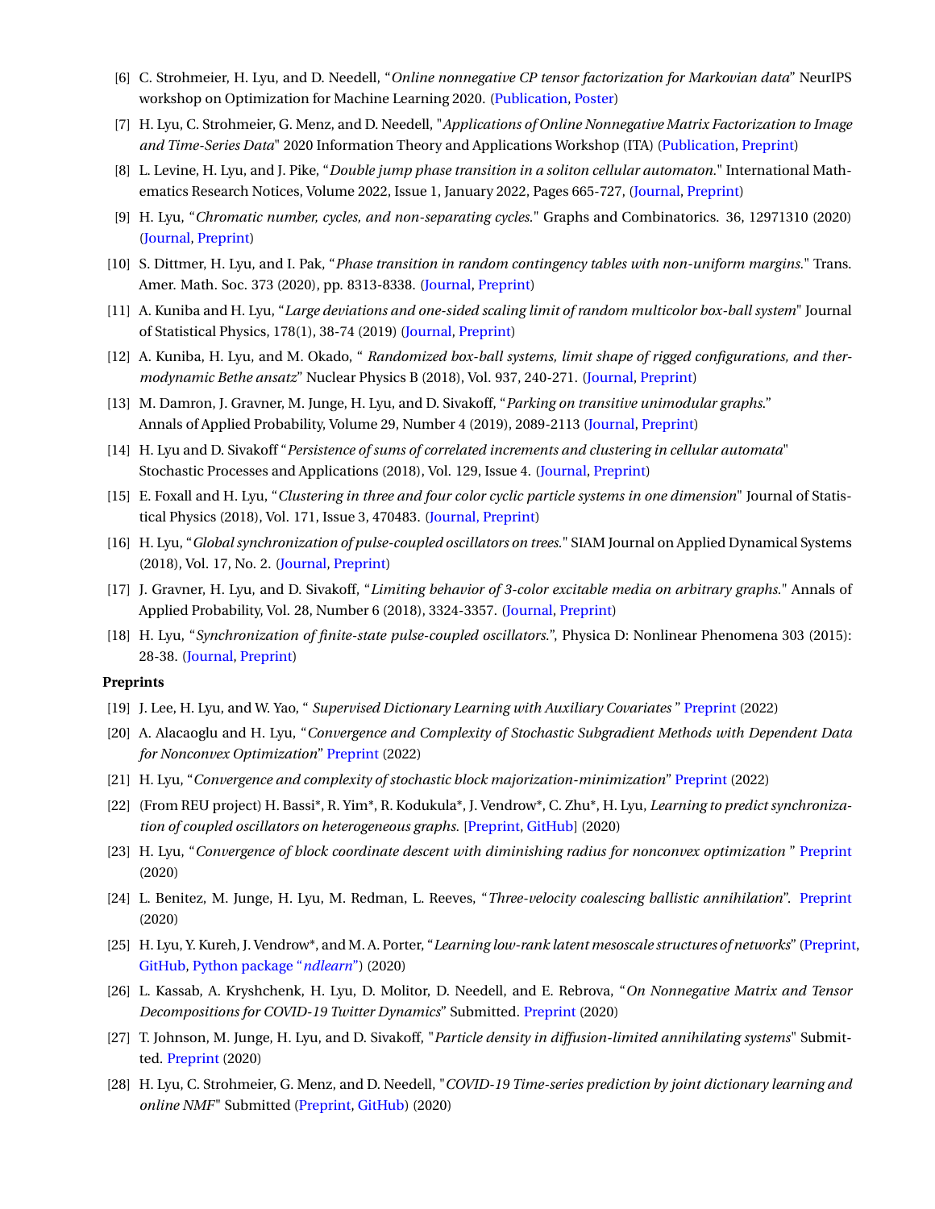[6] C. Strohmeier, H. Lyu, and D. Needell, “*Online nonnegative CP tensor factorization for Markovian data*” NeurIPS workshop on Optimization for Machine Learning 2020. (Publication, Poster)

[7] H. Lyu, C. Strohmeier, G. Menz, and D. Needell, "*Applications of Online Nonnegative Matrix Factorization to Image and Time-Series Data*" 2020 Information Theory and Applications Workshop (ITA) (Publication, Preprint)

[8] L. Levine, H. Lyu, and J. Pike, “*Double jump phase transition in a soliton cellular automaton.*" International Mathematics Research Notices, Volume 2022, Issue 1, January 2022, Pages 665-727, (Journal, Preprint)

[9] H. Lyu, “*Chromatic number, cycles, and non-separating cycles.*" Graphs and Combinatorics. 36, 12971310 (2020) (Journal, Preprint)

[10] S. Dittmer, H. Lyu, and I. Pak, “*Phase transition in random contingency tables with non-uniform margins.*" Trans. Amer. Math. Soc. 373 (2020), pp. 8313-8338. (Journal, Preprint)

[11] A. Kuniba and H. Lyu, “*Large deviations and one-sided scaling limit of random multicolor box-ball system*" Journal of Statistical Physics, 178(1), 38-74 (2019) (Journal, Preprint)

[12] A. Kuniba, H. Lyu, and M. Okado, “ *Randomized box-ball systems, limit shape of rigged configurations, and thermodynamic Bethe ansatz*” Nuclear Physics B (2018), Vol. 937, 240-271. (Journal, Preprint)

[13] M. Damron, J. Gravner, M. Junge, H. Lyu, and D. Sivakoff, “*Parking on transitive unimodular graphs.*" Annals of Applied Probability, Volume 29, Number 4 (2019), 2089-2113 (Journal, Preprint)

[14] H. Lyu and D. Sivakoff “*Persistence of sums of correlated increments and clustering in cellular automata*" Stochastic Processes and Applications (2018), Vol. 129, Issue 4. (Journal, Preprint)

[15] E. Foxall and H. Lyu, “*Clustering in three and four color cyclic particle systems in one dimension*" Journal of Statistical Physics (2018), Vol. 171, Issue 3, 470483. (Journal, Preprint)

[16] H. Lyu, “*Global synchronization of pulse-coupled oscillators on trees.*" SIAM Journal on Applied Dynamical Systems (2018), Vol. 17, No. 2. (Journal, Preprint)

[17] J. Gravner, H. Lyu, and D. Sivakoff, “*Limiting behavior of 3-color excitable media on arbitrary graphs.*" Annals of Applied Probability, Vol. 28, Number 6 (2018), 3324-3357. (Journal, Preprint)

[18] H. Lyu, “*Synchronization of finite-state pulse-coupled oscillators.*”, Physica D: Nonlinear Phenomena 303 (2015): 28-38. (Journal, Preprint)

**Preprints**

[19] J. Lee, H. Lyu, and W. Yao, “ *Supervised Dictionary Learning with Auxiliary Covariates* ” Preprint (2022)

[20] A. Alacaoglu and H. Lyu, “*Convergence and Complexity of Stochastic Subgradient Methods with Dependent Data for Nonconvex Optimization*” Preprint (2022)

[21] H. Lyu, “*Convergence and complexity of stochastic block majorization-minimization*” Preprint (2022)

[22] (From REU project) H. Bassi*, R. Yim*, R. Kodukula*, J. Vendrow*, C. Zhu*, H. Lyu, *Learning to predict synchronization of coupled oscillators on heterogeneous graphs.* [Preprint, GitHub] (2020)

[23] H. Lyu, “*Convergence of block coordinate descent with diminishing radius for nonconvex optimization* ” Preprint (2020)

[24] L. Benitez, M. Junge, H. Lyu, M. Redman, L. Reeves, “*Three-velocity coalescing ballistic annihilation*”. Preprint (2020)

[25] H. Lyu, Y. Kureh, J. Vendrow*, and M. A. Porter, “*Learning low-rank latent mesoscale structures of networks*” (Preprint, GitHub, Python package “*ndlearn*”) (2020)

[26] L. Kassab, A. Kryshchenk, H. Lyu, D. Molitor, D. Needell, and E. Rebrova, “*On Nonnegative Matrix and Tensor Decompositions for COVID-19 Twitter Dynamics*” Submitted. Preprint (2020)

[27] T. Johnson, M. Junge, H. Lyu, and D. Sivakoff, "*Particle density in diffusion-limited annihilating systems*" Submitted. Preprint (2020)

[28] H. Lyu, C. Strohmeier, G. Menz, and D. Needell, "*COVID-19 Time-series prediction by joint dictionary learning and online NMF*" Submitted (Preprint, GitHub) (2020)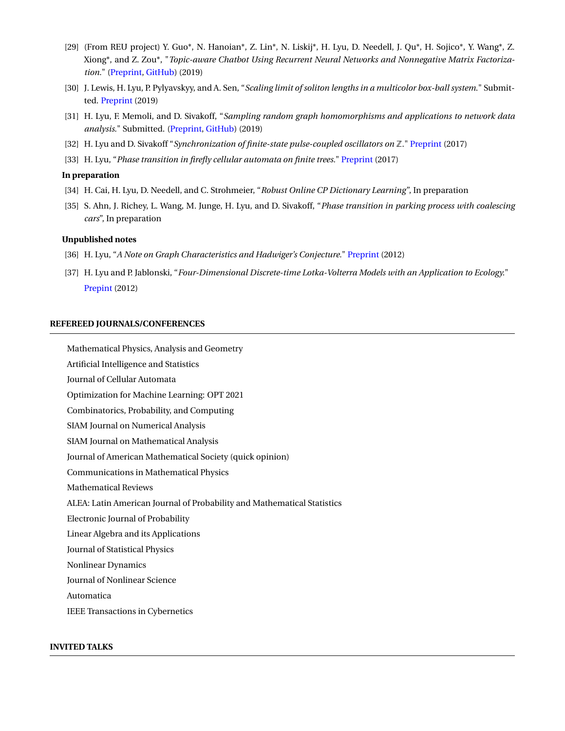[29] (From REU project) Y. Guo*, N. Hanoian*, Z. Lin*, N. Liskij*, H. Lyu, D. Needell, J. Qu*, H. Sojico*, Y. Wang*, Z. Xiong*, and Z. Zou*, "*Topic-aware Chatbot Using Recurrent Neural Networks and Nonnegative Matrix Factorization.*" (Preprint, GitHub) (2019)

[30] J. Lewis, H. Lyu, P. Pylyavskyy, and A. Sen, "*Scaling limit of soliton lengths in a multicolor box-ball system.*" Submitted. Preprint (2019)

[31] H. Lyu, F. Memoli, and D. Sivakoff, "*Sampling random graph homomorphisms and applications to network data analysis.*" Submitted. (Preprint, GitHub) (2019)

[32] H. Lyu and D. Sivakoff "*Synchronization of finite-state pulse-coupled oscillators on* $\mathbb{Z}$." Preprint (2017)

[33] H. Lyu, "*Phase transition in firefly cellular automata on finite trees.*" Preprint (2017)

**In preparation**

[34] H. Cai, H. Lyu, D. Needell, and C. Strohmeier, "*Robust Online CP Dictionary Learning*", In preparation

[35] S. Ahn, J. Richey, L. Wang, M. Junge, H. Lyu, and D. Sivakoff, "*Phase transition in parking process with coalescing cars*", In preparation

**Unpublished notes**

[36] H. Lyu, "*A Note on Graph Characteristics and Hadwiger's Conjecture.*" Preprint (2012)

[37] H. Lyu and P. Jablonski, "*Four-Dimensional Discrete-time Lotka-Volterra Models with an Application to Ecology.*" Preprint (2012)

## REFEREED JOURNALS/CONFERENCES

Mathematical Physics, Analysis and Geometry

Artificial Intelligence and Statistics

Journal of Cellular Automata

Optimization for Machine Learning: OPT 2021

Combinatorics, Probability, and Computing

SIAM Journal on Numerical Analysis

SIAM Journal on Mathematical Analysis

Journal of American Mathematical Society (quick opinion)

Communications in Mathematical Physics

Mathematical Reviews

ALEA: Latin American Journal of Probability and Mathematical Statistics

Electronic Journal of Probability

Linear Algebra and its Applications

Journal of Statistical Physics

Nonlinear Dynamics

Journal of Nonlinear Science

Automatica

IEEE Transactions in Cybernetics

## INVITED TALKS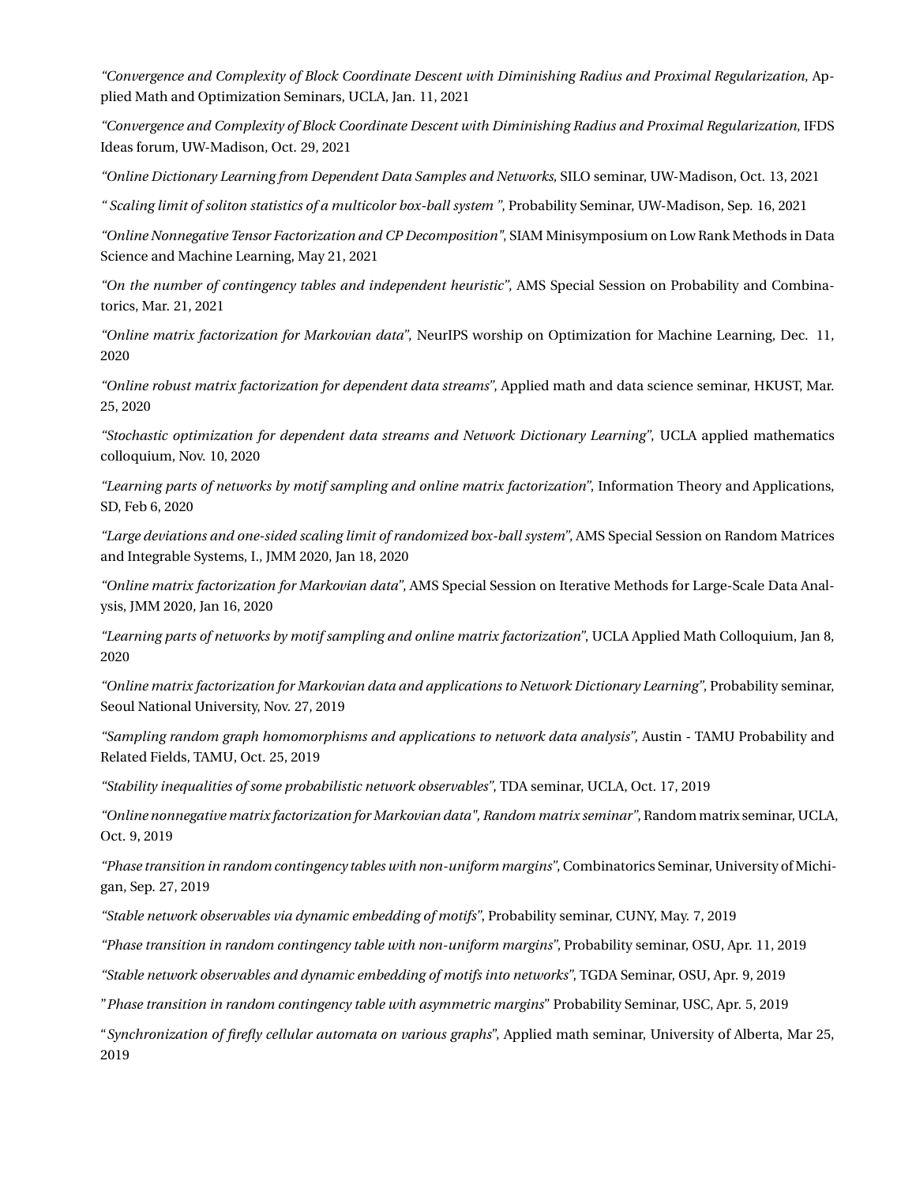*"Convergence and Complexity of Block Coordinate Descent with Diminishing Radius and Proximal Regularization*, Applied Math and Optimization Seminars, UCLA, Jan. 11, 2021

*"Convergence and Complexity of Block Coordinate Descent with Diminishing Radius and Proximal Regularization*, IFDS Ideas forum, UW-Madison, Oct. 29, 2021

*"Online Dictionary Learning from Dependent Data Samples and Networks*, SILO seminar, UW-Madison, Oct. 13, 2021

*" Scaling limit of soliton statistics of a multicolor box-ball system "*, Probability Seminar, UW-Madison, Sep. 16, 2021

*"Online Nonnegative Tensor Factorization and CP Decomposition"*, SIAM Minisymposium on Low Rank Methods in Data Science and Machine Learning, May 21, 2021

*"On the number of contingency tables and independent heuristic"*, AMS Special Session on Probability and Combinatorics, Mar. 21, 2021

*"Online matrix factorization for Markovian data"*, NeurIPS worship on Optimization for Machine Learning, Dec. 11, 2020

*"Online robust matrix factorization for dependent data streams"*, Applied math and data science seminar, HKUST, Mar. 25, 2020

*"Stochastic optimization for dependent data streams and Network Dictionary Learning"*, UCLA applied mathematics colloquium, Nov. 10, 2020

*"Learning parts of networks by motif sampling and online matrix factorization"*, Information Theory and Applications, SD, Feb 6, 2020

*"Large deviations and one-sided scaling limit of randomized box-ball system"*, AMS Special Session on Random Matrices and Integrable Systems, I., JMM 2020, Jan 18, 2020

*"Online matrix factorization for Markovian data"*, AMS Special Session on Iterative Methods for Large-Scale Data Analysis, JMM 2020, Jan 16, 2020

*"Learning parts of networks by motif sampling and online matrix factorization"*, UCLA Applied Math Colloquium, Jan 8, 2020

*"Online matrix factorization for Markovian data and applications to Network Dictionary Learning"*, Probability seminar, Seoul National University, Nov. 27, 2019

*"Sampling random graph homomorphisms and applications to network data analysis"*, Austin - TAMU Probability and Related Fields, TAMU, Oct. 25, 2019

*"Stability inequalities of some probabilistic network observables"*, TDA seminar, UCLA, Oct. 17, 2019

*"Online nonnegative matrix factorization for Markovian data", Random matrix seminar"*, Random matrix seminar, UCLA, Oct. 9, 2019

*"Phase transition in random contingency tables with non-uniform margins"*, Combinatorics Seminar, University of Michigan, Sep. 27, 2019

*"Stable network observables via dynamic embedding of motifs"*, Probability seminar, CUNY, May. 7, 2019

*"Phase transition in random contingency table with non-uniform margins"*, Probability seminar, OSU, Apr. 11, 2019

*"Stable network observables and dynamic embedding of motifs into networks"*, TGDA Seminar, OSU, Apr. 9, 2019

"*Phase transition in random contingency table with asymmetric margins*" Probability Seminar, USC, Apr. 5, 2019

"*Synchronization of firefly cellular automata on various graphs*", Applied math seminar, University of Alberta, Mar 25, 2019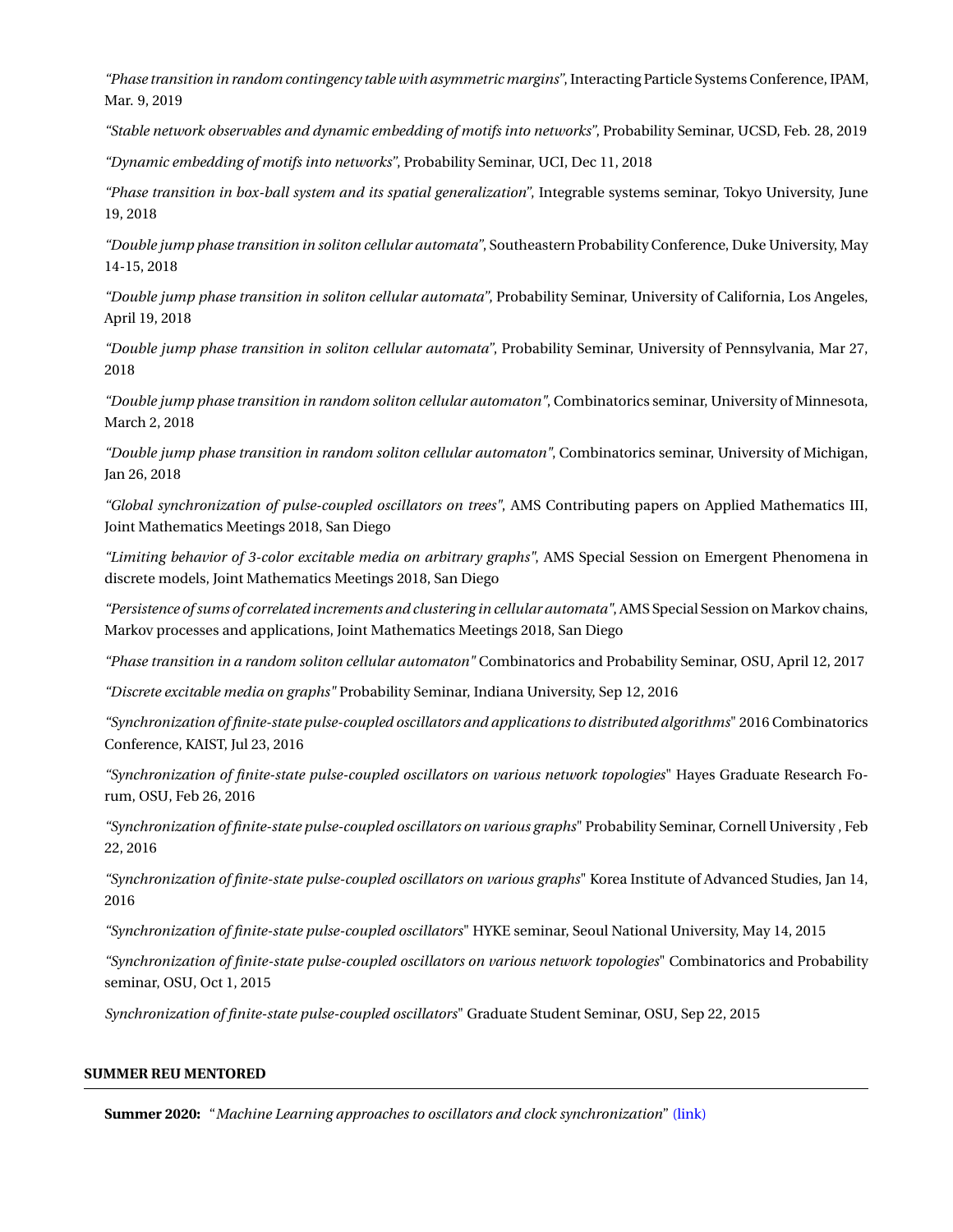*"Phase transition in random contingency table with asymmetric margins"*, Interacting Particle Systems Conference, IPAM, Mar. 9, 2019

*"Stable network observables and dynamic embedding of motifs into networks"*, Probability Seminar, UCSD, Feb. 28, 2019

*"Dynamic embedding of motifs into networks"*, Probability Seminar, UCI, Dec 11, 2018

*"Phase transition in box-ball system and its spatial generalization"*, Integrable systems seminar, Tokyo University, June 19, 2018

*"Double jump phase transition in soliton cellular automata"*, Southeastern Probability Conference, Duke University, May 14-15, 2018

*"Double jump phase transition in soliton cellular automata"*, Probability Seminar, University of California, Los Angeles, April 19, 2018

*"Double jump phase transition in soliton cellular automata"*, Probability Seminar, University of Pennsylvania, Mar 27, 2018

*"Double jump phase transition in random soliton cellular automaton"*, Combinatorics seminar, University of Minnesota, March 2, 2018

*"Double jump phase transition in random soliton cellular automaton"*, Combinatorics seminar, University of Michigan, Jan 26, 2018

*"Global synchronization of pulse-coupled oscillators on trees"*, AMS Contributing papers on Applied Mathematics III, Joint Mathematics Meetings 2018, San Diego

*"Limiting behavior of 3-color excitable media on arbitrary graphs"*, AMS Special Session on Emergent Phenomena in discrete models, Joint Mathematics Meetings 2018, San Diego

*"Persistence of sums of correlated increments and clustering in cellular automata"*, AMS Special Session on Markov chains, Markov processes and applications, Joint Mathematics Meetings 2018, San Diego

*"Phase transition in a random soliton cellular automaton"* Combinatorics and Probability Seminar, OSU, April 12, 2017

*"Discrete excitable media on graphs"* Probability Seminar, Indiana University, Sep 12, 2016

*"Synchronization of finite-state pulse-coupled oscillators and applications to distributed algorithms"* 2016 Combinatorics Conference, KAIST, Jul 23, 2016

*"Synchronization of finite-state pulse-coupled oscillators on various network topologies"* Hayes Graduate Research Forum, OSU, Feb 26, 2016

*"Synchronization of finite-state pulse-coupled oscillators on various graphs"* Probability Seminar, Cornell University , Feb 22, 2016

*"Synchronization of finite-state pulse-coupled oscillators on various graphs"* Korea Institute of Advanced Studies, Jan 14, 2016

*"Synchronization of finite-state pulse-coupled oscillators"* HYKE seminar, Seoul National University, May 14, 2015

*"Synchronization of finite-state pulse-coupled oscillators on various network topologies"* Combinatorics and Probability seminar, OSU, Oct 1, 2015

*Synchronization of finite-state pulse-coupled oscillators"* Graduate Student Seminar, OSU, Sep 22, 2015

## SUMMER REU MENTORED

**Summer 2020:** "*Machine Learning approaches to oscillators and clock synchronization*" (link)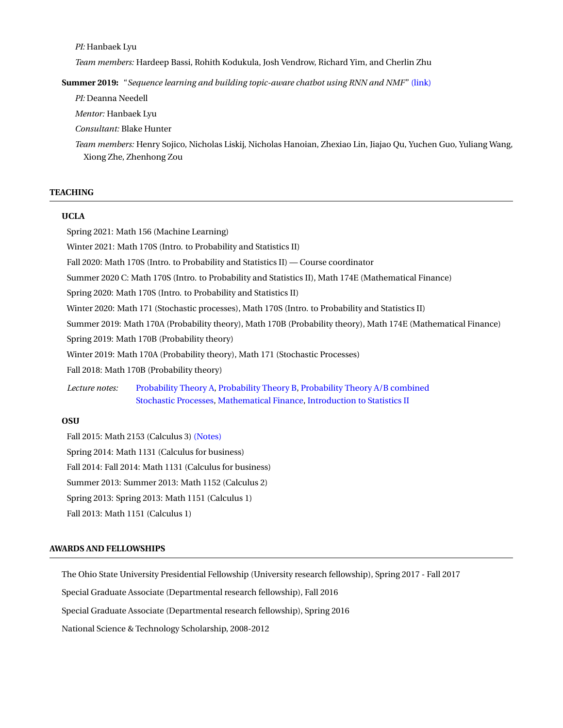*PI:* Hanbaek Lyu

*Team members:* Hardeep Bassi, Rohith Kodukula, Josh Vendrow, Richard Yim, and Cherlin Zhu

**Summer 2019:** "*Sequence learning and building topic-aware chatbot using RNN and NMF*" (link)

*PI:* Deanna Needell

*Mentor:* Hanbaek Lyu

*Consultant:* Blake Hunter

*Team members:* Henry Sojico, Nicholas Liskij, Nicholas Hanoian, Zhexiao Lin, Jiajao Qu, Yuchen Guo, Yuliang Wang, Xiong Zhe, Zhenhong Zou

## TEACHING

### UCLA

Spring 2021: Math 156 (Machine Learning)

Winter 2021: Math 170S (Intro. to Probability and Statistics II)

Fall 2020: Math 170S (Intro. to Probability and Statistics II) — Course coordinator

Summer 2020 C: Math 170S (Intro. to Probability and Statistics II), Math 174E (Mathematical Finance)

Spring 2020: Math 170S (Intro. to Probability and Statistics II)

Winter 2020: Math 171 (Stochastic processes), Math 170S (Intro. to Probability and Statistics II)

Summer 2019: Math 170A (Probability theory), Math 170B (Probability theory), Math 174E (Mathematical Finance)

Spring 2019: Math 170B (Probability theory)

Winter 2019: Math 170A (Probability theory), Math 171 (Stochastic Processes)

Fall 2018: Math 170B (Probability theory)

*Lecture notes:* Probability Theory A, Probability Theory B, Probability Theory A/B combined
Stochastic Processes, Mathematical Finance, Introduction to Statistics II

### OSU

Fall 2015: Math 2153 (Calculus 3) (Notes)

Spring 2014: Math 1131 (Calculus for business)

Fall 2014: Fall 2014: Math 1131 (Calculus for business)

Summer 2013: Summer 2013: Math 1152 (Calculus 2)

Spring 2013: Spring 2013: Math 1151 (Calculus 1)

Fall 2013: Math 1151 (Calculus 1)

## AWARDS AND FELLOWSHIPS

The Ohio State University Presidential Fellowship (University research fellowship), Spring 2017 - Fall 2017

Special Graduate Associate (Departmental research fellowship), Fall 2016

Special Graduate Associate (Departmental research fellowship), Spring 2016

National Science & Technology Scholarship, 2008-2012